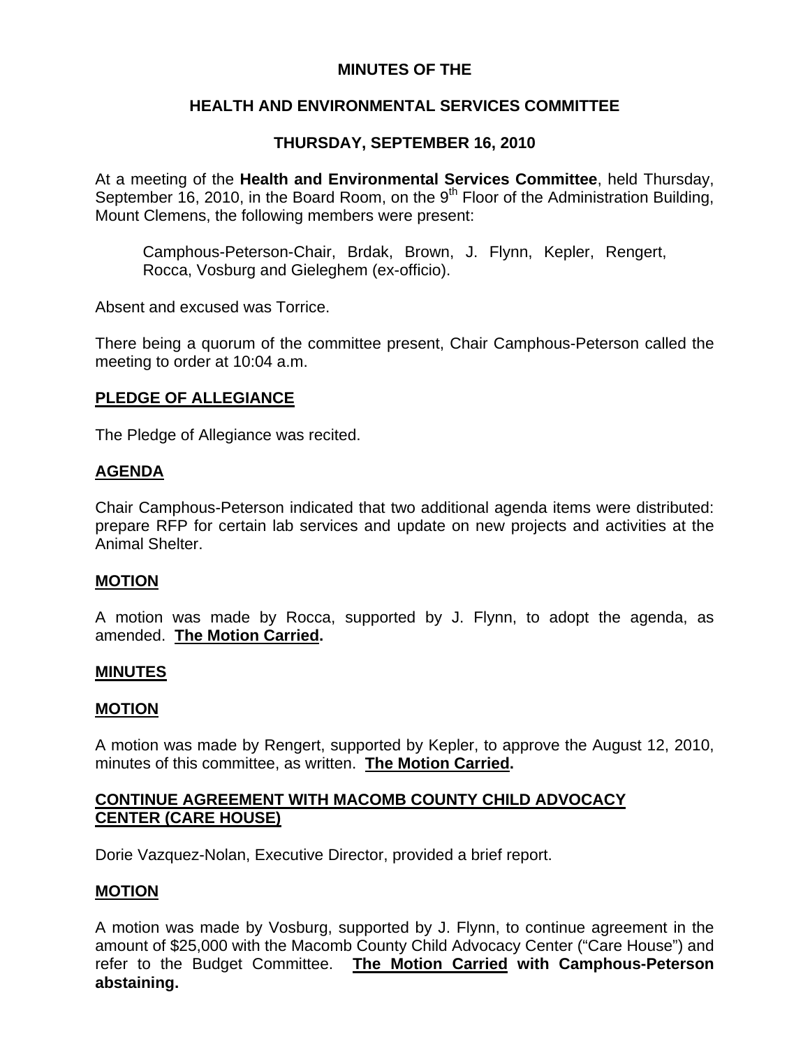# MINUTES OF THE

## HEALTH AND ENVIRONMENTAL SERVICES COMMITTEE

## THURSDAY, SEPTEMBER 16, 2010

At a meeting of the **Health and Environmental Services Committee**, held Thursday, September 16, 2010, in the Board Room, on the 9th Floor of the Administration Building, Mount Clemens, the following members were present:

> Camphous-Peterson-Chair, Brdak, Brown, J. Flynn, Kepler, Rengert, Rocca, Vosburg and Gieleghem (ex-officio).

Absent and excused was Torrice.

There being a quorum of the committee present, Chair Camphous-Peterson called the meeting to order at 10:04 a.m.

**PLEDGE OF ALLEGIANCE**

The Pledge of Allegiance was recited.

**AGENDA**

Chair Camphous-Peterson indicated that two additional agenda items were distributed: prepare RFP for certain lab services and update on new projects and activities at the Animal Shelter.

**MOTION**

A motion was made by Rocca, supported by J. Flynn, to adopt the agenda, as amended. **The Motion Carried.**

**MINUTES**

**MOTION**

A motion was made by Rengert, supported by Kepler, to approve the August 12, 2010, minutes of this committee, as written. **The Motion Carried.**

**CONTINUE AGREEMENT WITH MACOMB COUNTY CHILD ADVOCACY CENTER (CARE HOUSE)**

Dorie Vazquez-Nolan, Executive Director, provided a brief report.

**MOTION**

A motion was made by Vosburg, supported by J. Flynn, to continue agreement in the amount of $25,000 with the Macomb County Child Advocacy Center ("Care House") and refer to the Budget Committee. **The Motion Carried with Camphous-Peterson abstaining.**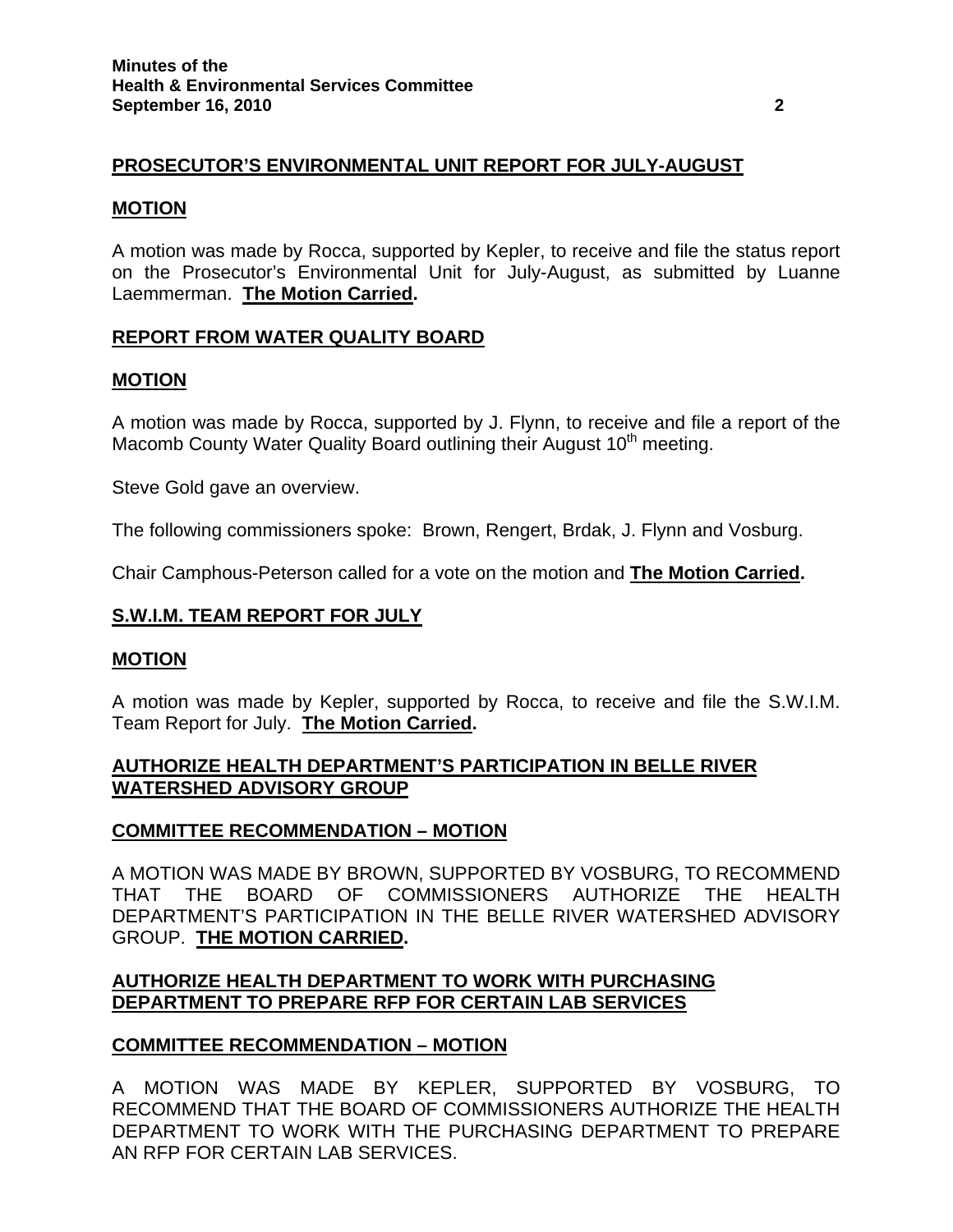## PROSECUTOR'S ENVIRONMENTAL UNIT REPORT FOR JULY-AUGUST

### MOTION

A motion was made by Rocca, supported by Kepler, to receive and file the status report on the Prosecutor's Environmental Unit for July-August, as submitted by Luanne Laemmerman. **The Motion Carried.**

## REPORT FROM WATER QUALITY BOARD

### MOTION

A motion was made by Rocca, supported by J. Flynn, to receive and file a report of the Macomb County Water Quality Board outlining their August 10th meeting.

Steve Gold gave an overview.

The following commissioners spoke: Brown, Rengert, Brdak, J. Flynn and Vosburg.

Chair Camphous-Peterson called for a vote on the motion and **The Motion Carried.**

## S.W.I.M. TEAM REPORT FOR JULY

### MOTION

A motion was made by Kepler, supported by Rocca, to receive and file the S.W.I.M. Team Report for July. **The Motion Carried.**

## AUTHORIZE HEALTH DEPARTMENT'S PARTICIPATION IN BELLE RIVER WATERSHED ADVISORY GROUP

### COMMITTEE RECOMMENDATION – MOTION

A MOTION WAS MADE BY BROWN, SUPPORTED BY VOSBURG, TO RECOMMEND THAT THE BOARD OF COMMISSIONERS AUTHORIZE THE HEALTH DEPARTMENT'S PARTICIPATION IN THE BELLE RIVER WATERSHED ADVISORY GROUP. **THE MOTION CARRIED.**

## AUTHORIZE HEALTH DEPARTMENT TO WORK WITH PURCHASING DEPARTMENT TO PREPARE RFP FOR CERTAIN LAB SERVICES

### COMMITTEE RECOMMENDATION – MOTION

A MOTION WAS MADE BY KEPLER, SUPPORTED BY VOSBURG, TO RECOMMEND THAT THE BOARD OF COMMISSIONERS AUTHORIZE THE HEALTH DEPARTMENT TO WORK WITH THE PURCHASING DEPARTMENT TO PREPARE AN RFP FOR CERTAIN LAB SERVICES.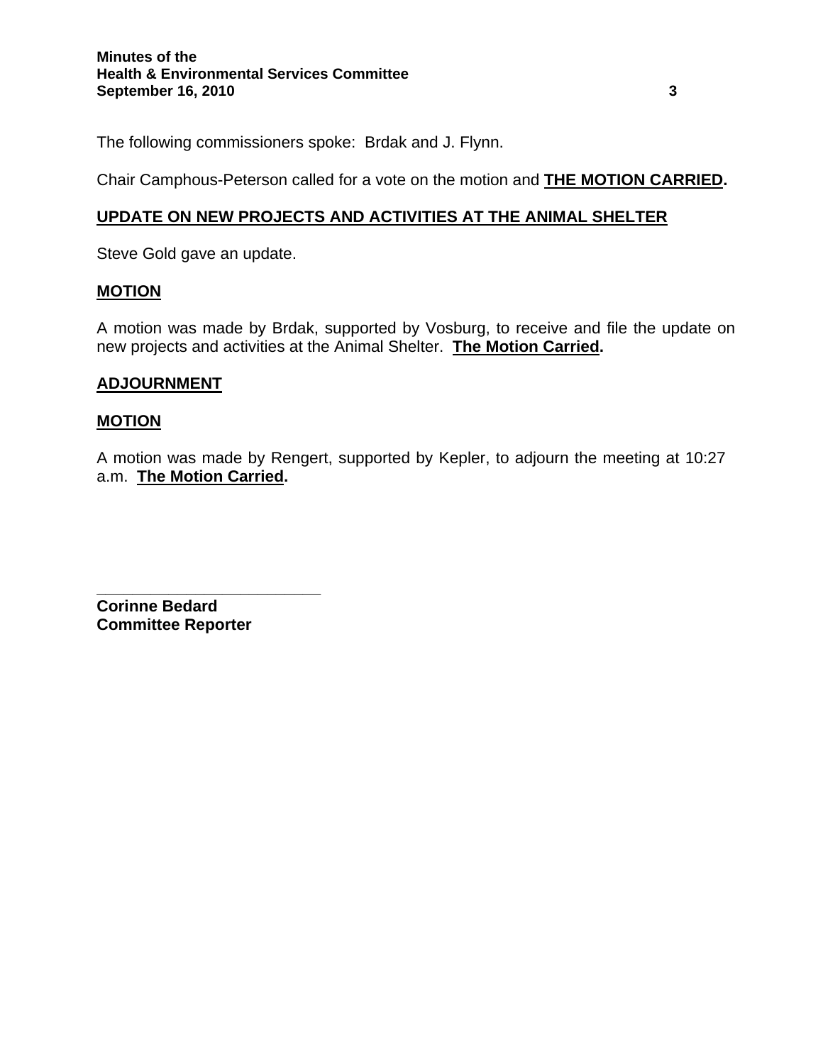The following commissioners spoke: Brdak and J. Flynn.

Chair Camphous-Peterson called for a vote on the motion and **THE MOTION CARRIED.**

## UPDATE ON NEW PROJECTS AND ACTIVITIES AT THE ANIMAL SHELTER

Steve Gold gave an update.

### MOTION

A motion was made by Brdak, supported by Vosburg, to receive and file the update on new projects and activities at the Animal Shelter. **The Motion Carried.**

## ADJOURNMENT

### MOTION

A motion was made by Rengert, supported by Kepler, to adjourn the meeting at 10:27 a.m. **The Motion Carried.**

\_\_\_\_\_\_\_\_\_\_\_\_\_\_\_\_\_\_\_\_\_\_\_\_\_\_

**Corinne Bedard**
**Committee Reporter**